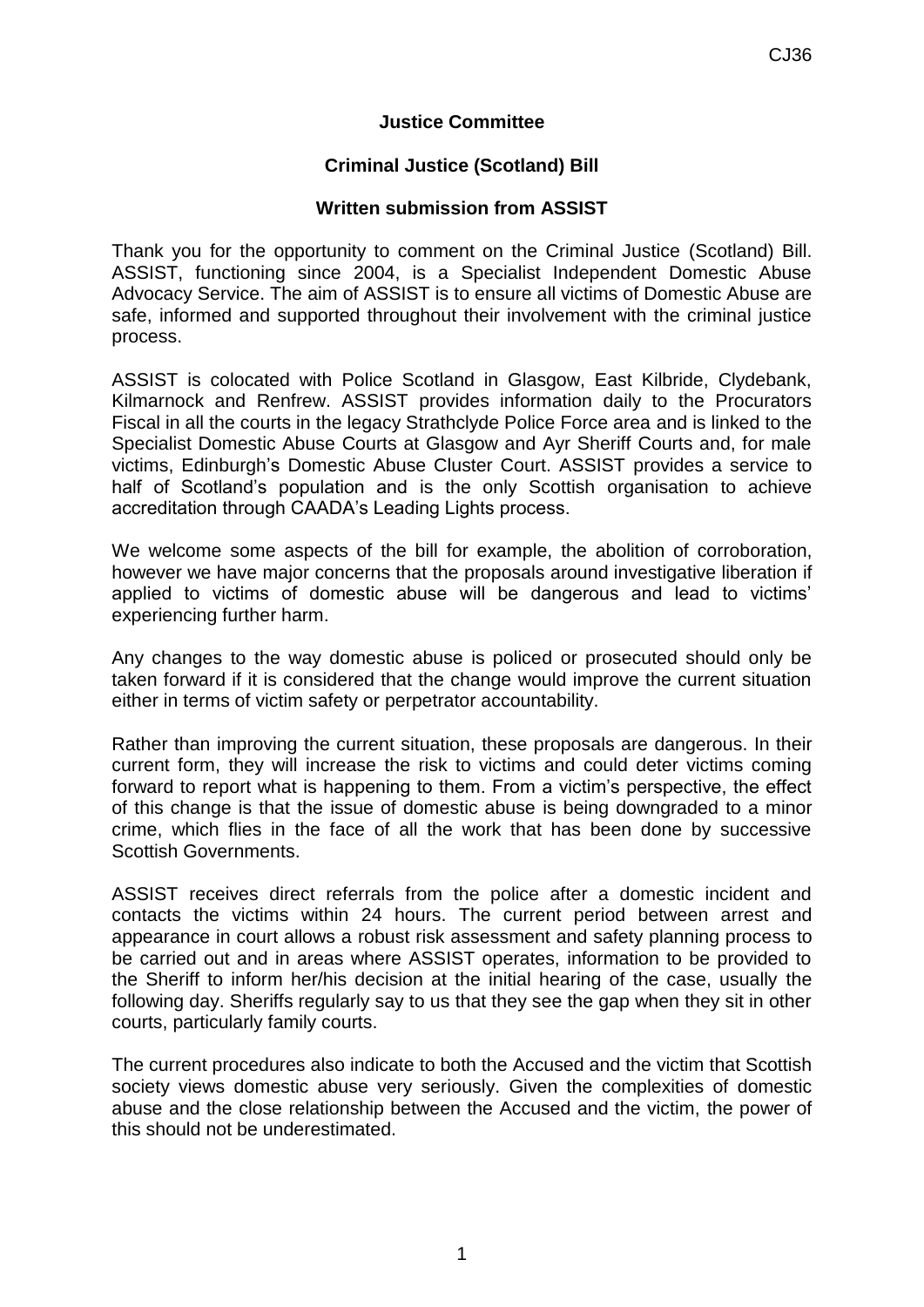**Justice Committee**

**Criminal Justice (Scotland) Bill**

**Written submission from ASSIST**

Thank you for the opportunity to comment on the Criminal Justice (Scotland) Bill. ASSIST, functioning since 2004, is a Specialist Independent Domestic Abuse Advocacy Service. The aim of ASSIST is to ensure all victims of Domestic Abuse are safe, informed and supported throughout their involvement with the criminal justice process.

ASSIST is colocated with Police Scotland in Glasgow, East Kilbride, Clydebank, Kilmarnock and Renfrew. ASSIST provides information daily to the Procurators Fiscal in all the courts in the legacy Strathclyde Police Force area and is linked to the Specialist Domestic Abuse Courts at Glasgow and Ayr Sheriff Courts and, for male victims, Edinburgh's Domestic Abuse Cluster Court. ASSIST provides a service to half of Scotland's population and is the only Scottish organisation to achieve accreditation through CAADA's Leading Lights process.

We welcome some aspects of the bill for example, the abolition of corroboration, however we have major concerns that the proposals around investigative liberation if applied to victims of domestic abuse will be dangerous and lead to victims' experiencing further harm.

Any changes to the way domestic abuse is policed or prosecuted should only be taken forward if it is considered that the change would improve the current situation either in terms of victim safety or perpetrator accountability.

Rather than improving the current situation, these proposals are dangerous. In their current form, they will increase the risk to victims and could deter victims coming forward to report what is happening to them. From a victim's perspective, the effect of this change is that the issue of domestic abuse is being downgraded to a minor crime, which flies in the face of all the work that has been done by successive Scottish Governments.

ASSIST receives direct referrals from the police after a domestic incident and contacts the victims within 24 hours. The current period between arrest and appearance in court allows a robust risk assessment and safety planning process to be carried out and in areas where ASSIST operates, information to be provided to the Sheriff to inform her/his decision at the initial hearing of the case, usually the following day. Sheriffs regularly say to us that they see the gap when they sit in other courts, particularly family courts.

The current procedures also indicate to both the Accused and the victim that Scottish society views domestic abuse very seriously. Given the complexities of domestic abuse and the close relationship between the Accused and the victim, the power of this should not be underestimated.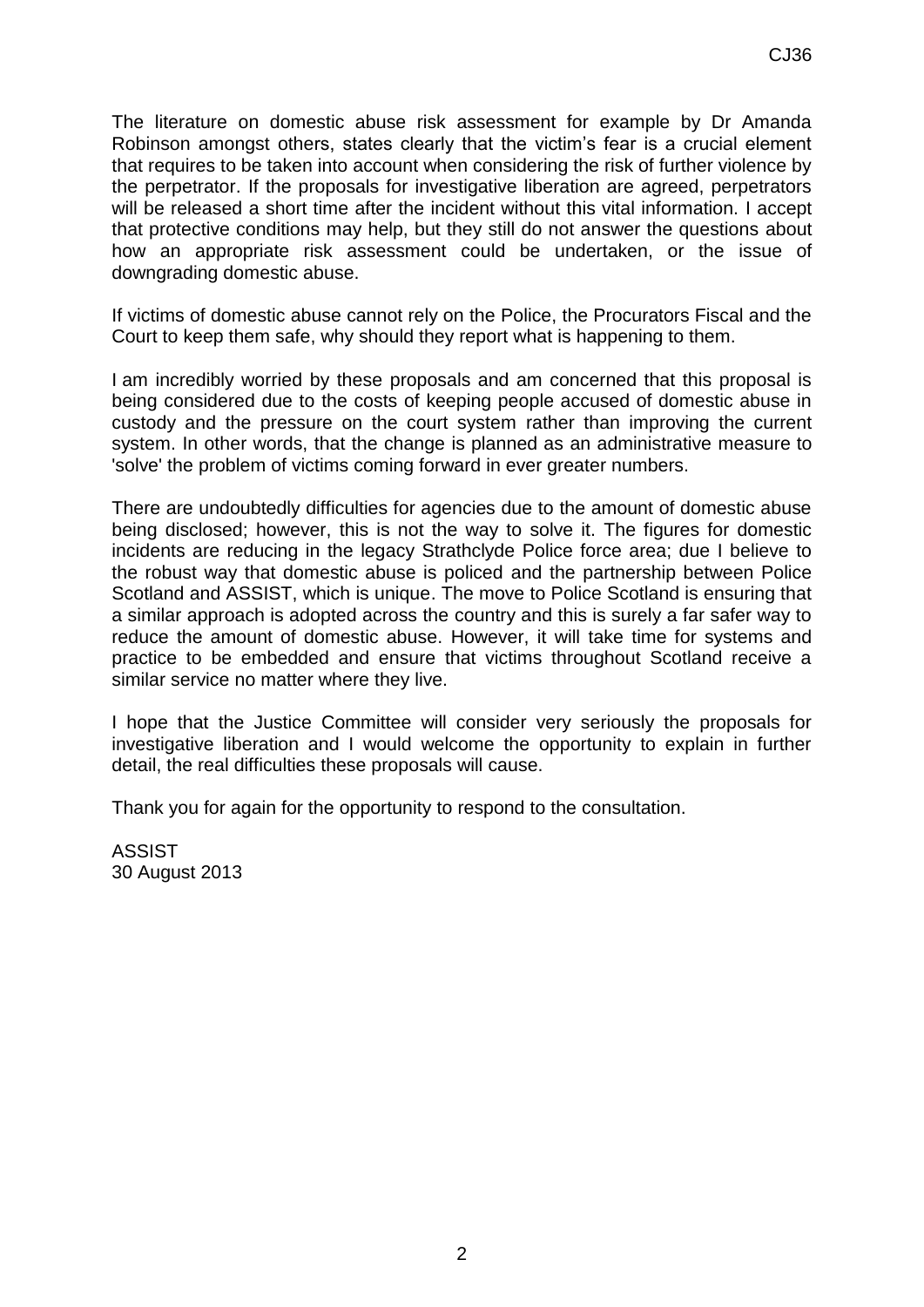The literature on domestic abuse risk assessment for example by Dr Amanda Robinson amongst others, states clearly that the victim's fear is a crucial element that requires to be taken into account when considering the risk of further violence by the perpetrator. If the proposals for investigative liberation are agreed, perpetrators will be released a short time after the incident without this vital information. I accept that protective conditions may help, but they still do not answer the questions about how an appropriate risk assessment could be undertaken, or the issue of downgrading domestic abuse.

If victims of domestic abuse cannot rely on the Police, the Procurators Fiscal and the Court to keep them safe, why should they report what is happening to them.

I am incredibly worried by these proposals and am concerned that this proposal is being considered due to the costs of keeping people accused of domestic abuse in custody and the pressure on the court system rather than improving the current system. In other words, that the change is planned as an administrative measure to 'solve' the problem of victims coming forward in ever greater numbers.

There are undoubtedly difficulties for agencies due to the amount of domestic abuse being disclosed; however, this is not the way to solve it. The figures for domestic incidents are reducing in the legacy Strathclyde Police force area; due I believe to the robust way that domestic abuse is policed and the partnership between Police Scotland and ASSIST, which is unique. The move to Police Scotland is ensuring that a similar approach is adopted across the country and this is surely a far safer way to reduce the amount of domestic abuse. However, it will take time for systems and practice to be embedded and ensure that victims throughout Scotland receive a similar service no matter where they live.

I hope that the Justice Committee will consider very seriously the proposals for investigative liberation and I would welcome the opportunity to explain in further detail, the real difficulties these proposals will cause.

Thank you for again for the opportunity to respond to the consultation.

ASSIST
30 August 2013